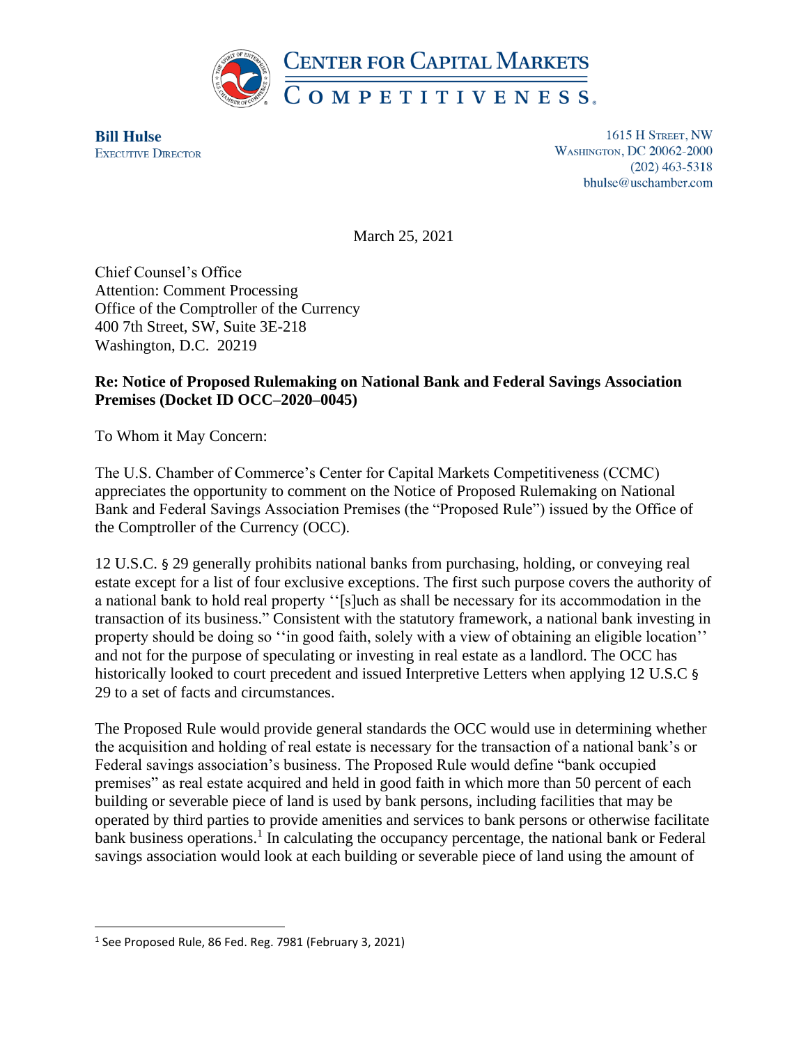# Center for Capital Markets Competitiveness

**Bill Hulse**
Executive Director

1615 H Street, NW
Washington, DC 20062-2000
(202) 463-5318
bhulse@uschamber.com

March 25, 2021

Chief Counsel's Office
Attention: Comment Processing
Office of the Comptroller of the Currency
400 7th Street, SW, Suite 3E-218
Washington, D.C. 20219

**Re: Notice of Proposed Rulemaking on National Bank and Federal Savings Association Premises (Docket ID OCC–2020–0045)**

To Whom it May Concern:

The U.S. Chamber of Commerce's Center for Capital Markets Competitiveness (CCMC) appreciates the opportunity to comment on the Notice of Proposed Rulemaking on National Bank and Federal Savings Association Premises (the "Proposed Rule") issued by the Office of the Comptroller of the Currency (OCC).

12 U.S.C. § 29 generally prohibits national banks from purchasing, holding, or conveying real estate except for a list of four exclusive exceptions. The first such purpose covers the authority of a national bank to hold real property ''[s]uch as shall be necessary for its accommodation in the transaction of its business." Consistent with the statutory framework, a national bank investing in property should be doing so ''in good faith, solely with a view of obtaining an eligible location'' and not for the purpose of speculating or investing in real estate as a landlord. The OCC has historically looked to court precedent and issued Interpretive Letters when applying 12 U.S.C § 29 to a set of facts and circumstances.

The Proposed Rule would provide general standards the OCC would use in determining whether the acquisition and holding of real estate is necessary for the transaction of a national bank's or Federal savings association's business. The Proposed Rule would define "bank occupied premises" as real estate acquired and held in good faith in which more than 50 percent of each building or severable piece of land is used by bank persons, including facilities that may be operated by third parties to provide amenities and services to bank persons or otherwise facilitate bank business operations.[1] In calculating the occupancy percentage, the national bank or Federal savings association would look at each building or severable piece of land using the amount of

---

[1] See Proposed Rule, 86 Fed. Reg. 7981 (February 3, 2021)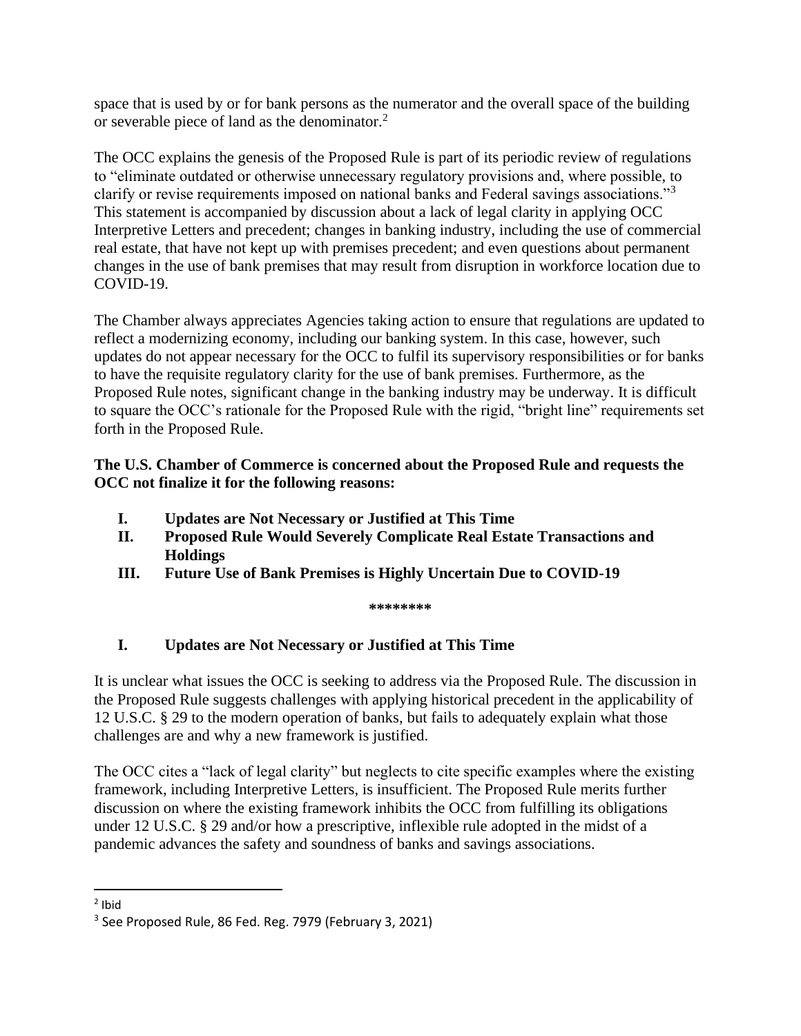space that is used by or for bank persons as the numerator and the overall space of the building or severable piece of land as the denominator.[2]

The OCC explains the genesis of the Proposed Rule is part of its periodic review of regulations to "eliminate outdated or otherwise unnecessary regulatory provisions and, where possible, to clarify or revise requirements imposed on national banks and Federal savings associations."[3] This statement is accompanied by discussion about a lack of legal clarity in applying OCC Interpretive Letters and precedent; changes in banking industry, including the use of commercial real estate, that have not kept up with premises precedent; and even questions about permanent changes in the use of bank premises that may result from disruption in workforce location due to COVID-19.

The Chamber always appreciates Agencies taking action to ensure that regulations are updated to reflect a modernizing economy, including our banking system. In this case, however, such updates do not appear necessary for the OCC to fulfil its supervisory responsibilities or for banks to have the requisite regulatory clarity for the use of bank premises. Furthermore, as the Proposed Rule notes, significant change in the banking industry may be underway. It is difficult to square the OCC's rationale for the Proposed Rule with the rigid, "bright line" requirements set forth in the Proposed Rule.

**The U.S. Chamber of Commerce is concerned about the Proposed Rule and requests the OCC not finalize it for the following reasons:**

- **I. Updates are Not Necessary or Justified at This Time**
- **II. Proposed Rule Would Severely Complicate Real Estate Transactions and Holdings**
- **III. Future Use of Bank Premises is Highly Uncertain Due to COVID-19**

**\*\*\*\*\*\*\*\***

## I. Updates are Not Necessary or Justified at This Time

It is unclear what issues the OCC is seeking to address via the Proposed Rule. The discussion in the Proposed Rule suggests challenges with applying historical precedent in the applicability of 12 U.S.C. § 29 to the modern operation of banks, but fails to adequately explain what those challenges are and why a new framework is justified.

The OCC cites a "lack of legal clarity" but neglects to cite specific examples where the existing framework, including Interpretive Letters, is insufficient. The Proposed Rule merits further discussion on where the existing framework inhibits the OCC from fulfilling its obligations under 12 U.S.C. § 29 and/or how a prescriptive, inflexible rule adopted in the midst of a pandemic advances the safety and soundness of banks and savings associations.

---

[2] Ibid

[3] See Proposed Rule, 86 Fed. Reg. 7979 (February 3, 2021)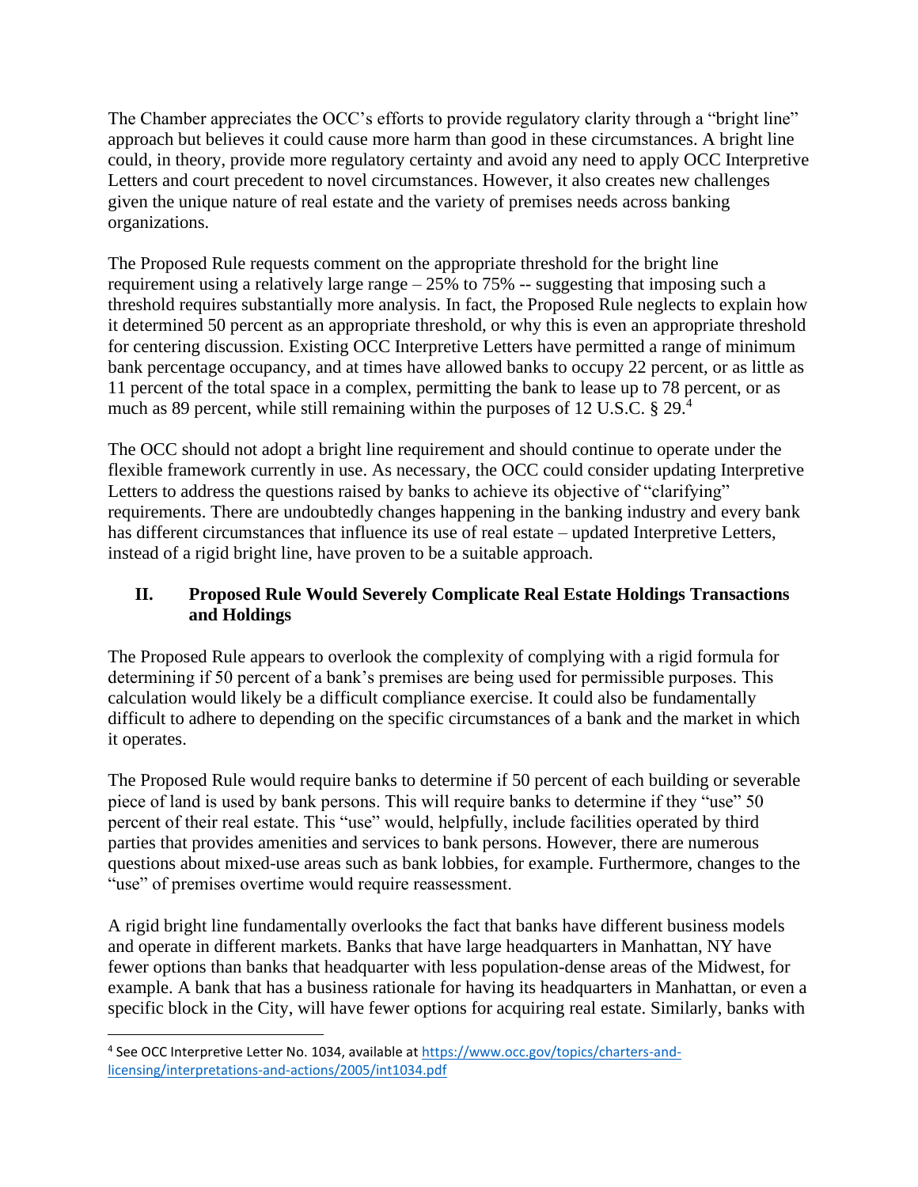The Chamber appreciates the OCC's efforts to provide regulatory clarity through a "bright line" approach but believes it could cause more harm than good in these circumstances. A bright line could, in theory, provide more regulatory certainty and avoid any need to apply OCC Interpretive Letters and court precedent to novel circumstances. However, it also creates new challenges given the unique nature of real estate and the variety of premises needs across banking organizations.

The Proposed Rule requests comment on the appropriate threshold for the bright line requirement using a relatively large range – 25% to 75% -- suggesting that imposing such a threshold requires substantially more analysis. In fact, the Proposed Rule neglects to explain how it determined 50 percent as an appropriate threshold, or why this is even an appropriate threshold for centering discussion. Existing OCC Interpretive Letters have permitted a range of minimum bank percentage occupancy, and at times have allowed banks to occupy 22 percent, or as little as 11 percent of the total space in a complex, permitting the bank to lease up to 78 percent, or as much as 89 percent, while still remaining within the purposes of 12 U.S.C. § 29.[4]

The OCC should not adopt a bright line requirement and should continue to operate under the flexible framework currently in use. As necessary, the OCC could consider updating Interpretive Letters to address the questions raised by banks to achieve its objective of "clarifying" requirements. There are undoubtedly changes happening in the banking industry and every bank has different circumstances that influence its use of real estate – updated Interpretive Letters, instead of a rigid bright line, have proven to be a suitable approach.

## II. Proposed Rule Would Severely Complicate Real Estate Holdings Transactions and Holdings

The Proposed Rule appears to overlook the complexity of complying with a rigid formula for determining if 50 percent of a bank's premises are being used for permissible purposes. This calculation would likely be a difficult compliance exercise. It could also be fundamentally difficult to adhere to depending on the specific circumstances of a bank and the market in which it operates.

The Proposed Rule would require banks to determine if 50 percent of each building or severable piece of land is used by bank persons. This will require banks to determine if they "use" 50 percent of their real estate. This "use" would, helpfully, include facilities operated by third parties that provides amenities and services to bank persons. However, there are numerous questions about mixed-use areas such as bank lobbies, for example. Furthermore, changes to the "use" of premises overtime would require reassessment.

A rigid bright line fundamentally overlooks the fact that banks have different business models and operate in different markets. Banks that have large headquarters in Manhattan, NY have fewer options than banks that headquarter with less population-dense areas of the Midwest, for example. A bank that has a business rationale for having its headquarters in Manhattan, or even a specific block in the City, will have fewer options for acquiring real estate. Similarly, banks with

---

[4] See OCC Interpretive Letter No. 1034, available at https://www.occ.gov/topics/charters-and-licensing/interpretations-and-actions/2005/int1034.pdf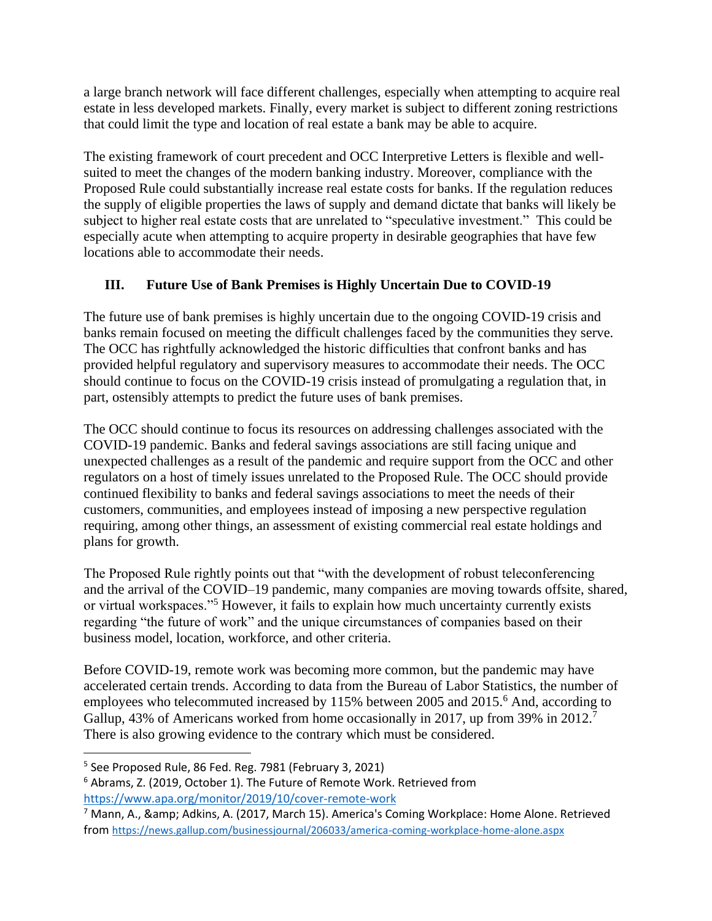a large branch network will face different challenges, especially when attempting to acquire real estate in less developed markets. Finally, every market is subject to different zoning restrictions that could limit the type and location of real estate a bank may be able to acquire.

The existing framework of court precedent and OCC Interpretive Letters is flexible and well-suited to meet the changes of the modern banking industry. Moreover, compliance with the Proposed Rule could substantially increase real estate costs for banks. If the regulation reduces the supply of eligible properties the laws of supply and demand dictate that banks will likely be subject to higher real estate costs that are unrelated to "speculative investment." This could be especially acute when attempting to acquire property in desirable geographies that have few locations able to accommodate their needs.

## III. Future Use of Bank Premises is Highly Uncertain Due to COVID-19

The future use of bank premises is highly uncertain due to the ongoing COVID-19 crisis and banks remain focused on meeting the difficult challenges faced by the communities they serve. The OCC has rightfully acknowledged the historic difficulties that confront banks and has provided helpful regulatory and supervisory measures to accommodate their needs. The OCC should continue to focus on the COVID-19 crisis instead of promulgating a regulation that, in part, ostensibly attempts to predict the future uses of bank premises.

The OCC should continue to focus its resources on addressing challenges associated with the COVID-19 pandemic. Banks and federal savings associations are still facing unique and unexpected challenges as a result of the pandemic and require support from the OCC and other regulators on a host of timely issues unrelated to the Proposed Rule. The OCC should provide continued flexibility to banks and federal savings associations to meet the needs of their customers, communities, and employees instead of imposing a new perspective regulation requiring, among other things, an assessment of existing commercial real estate holdings and plans for growth.

The Proposed Rule rightly points out that "with the development of robust teleconferencing and the arrival of the COVID–19 pandemic, many companies are moving towards offsite, shared, or virtual workspaces."[5] However, it fails to explain how much uncertainty currently exists regarding "the future of work" and the unique circumstances of companies based on their business model, location, workforce, and other criteria.

Before COVID-19, remote work was becoming more common, but the pandemic may have accelerated certain trends. According to data from the Bureau of Labor Statistics, the number of employees who telecommuted increased by 115% between 2005 and 2015.[6] And, according to Gallup, 43% of Americans worked from home occasionally in 2017, up from 39% in 2012.[7] There is also growing evidence to the contrary which must be considered.

---

[5] See Proposed Rule, 86 Fed. Reg. 7981 (February 3, 2021)

[6] Abrams, Z. (2019, October 1). The Future of Remote Work. Retrieved from https://www.apa.org/monitor/2019/10/cover-remote-work

[7] Mann, A., &amp; Adkins, A. (2017, March 15). America's Coming Workplace: Home Alone. Retrieved from https://news.gallup.com/businessjournal/206033/america-coming-workplace-home-alone.aspx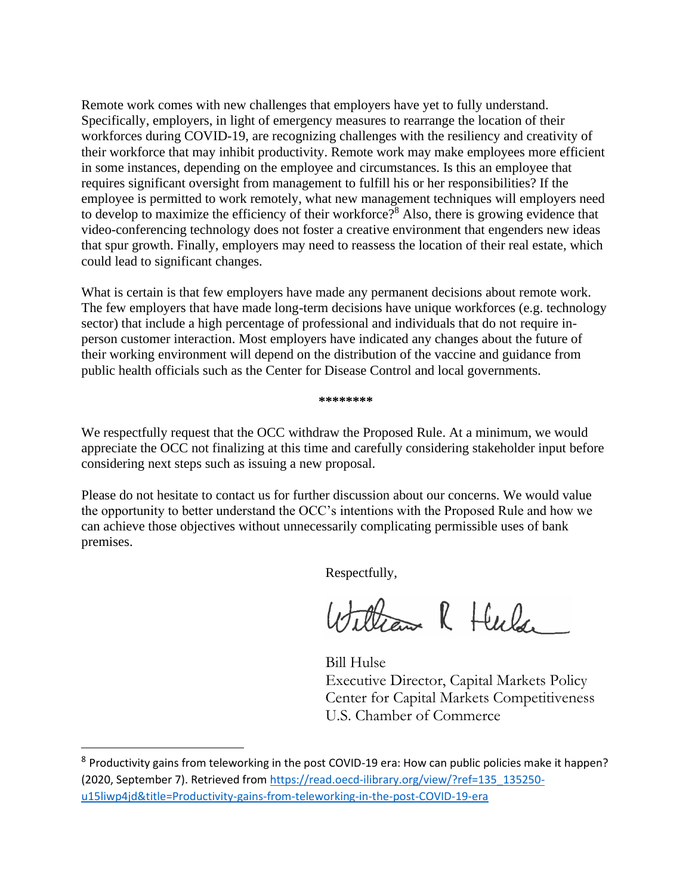Remote work comes with new challenges that employers have yet to fully understand. Specifically, employers, in light of emergency measures to rearrange the location of their workforces during COVID-19, are recognizing challenges with the resiliency and creativity of their workforce that may inhibit productivity. Remote work may make employees more efficient in some instances, depending on the employee and circumstances. Is this an employee that requires significant oversight from management to fulfill his or her responsibilities? If the employee is permitted to work remotely, what new management techniques will employers need to develop to maximize the efficiency of their workforce?[8] Also, there is growing evidence that video-conferencing technology does not foster a creative environment that engenders new ideas that spur growth. Finally, employers may need to reassess the location of their real estate, which could lead to significant changes.

What is certain is that few employers have made any permanent decisions about remote work. The few employers that have made long-term decisions have unique workforces (e.g. technology sector) that include a high percentage of professional and individuals that do not require in-person customer interaction. Most employers have indicated any changes about the future of their working environment will depend on the distribution of the vaccine and guidance from public health officials such as the Center for Disease Control and local governments.

********

We respectfully request that the OCC withdraw the Proposed Rule. At a minimum, we would appreciate the OCC not finalizing at this time and carefully considering stakeholder input before considering next steps such as issuing a new proposal.

Please do not hesitate to contact us for further discussion about our concerns. We would value the opportunity to better understand the OCC's intentions with the Proposed Rule and how we can achieve those objectives without unnecessarily complicating permissible uses of bank premises.

Respectfully,

William R Hulse

Bill Hulse
Executive Director, Capital Markets Policy
Center for Capital Markets Competitiveness
U.S. Chamber of Commerce

---

[8] Productivity gains from teleworking in the post COVID-19 era: How can public policies make it happen? (2020, September 7). Retrieved from https://read.oecd-ilibrary.org/view/?ref=135_135250-u15liwp4jd&title=Productivity-gains-from-teleworking-in-the-post-COVID-19-era